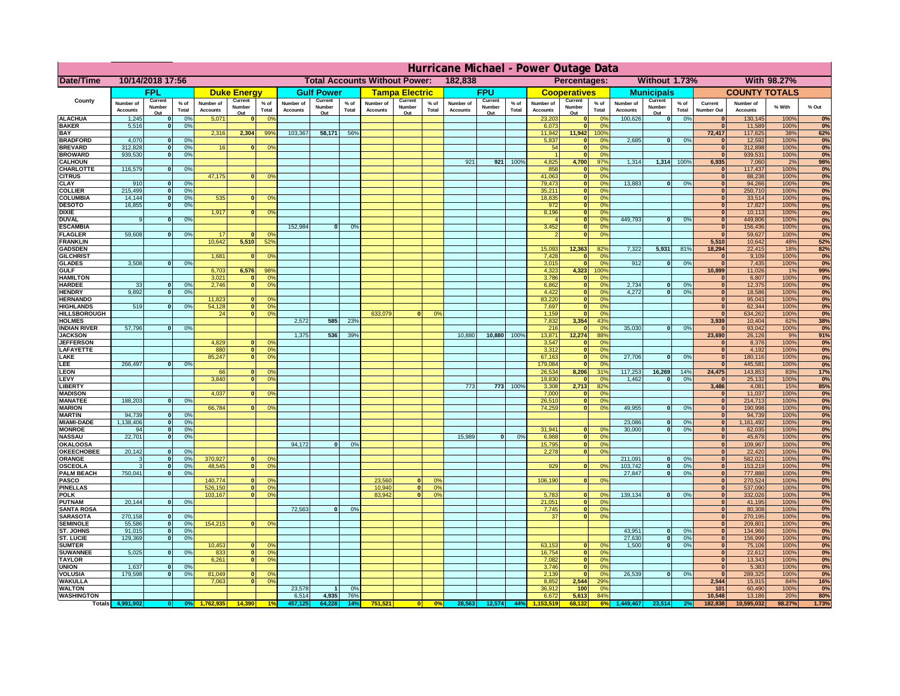# Hurricane Michael - Power Outage Data

**Date/Time:** 10/14/2018 17:56 | **Total Accounts Without Power:** 182,838 | **Percentages:** Without 1.73% | With 98.27%

| County | FPL | | | Duke Energy | | | Gulf Power | | | Tampa Electric | | | FPU | | | Cooperatives | | | Municipals | | | COUNTY TOTALS | | | |
|---|---|---|---|---|---|---|---|---|---|---|---|---|---|---|---|---|---|---|---|---|---|---|---|---|---|
| | Number of Accounts | Current Number Out | % of Total | Number of Accounts | Current Number Out | % of Total | Number of Accounts | Current Number Out | % of Total | Number of Accounts | Current Number Out | % of Total | Number of Accounts | Current Number Out | % of Total | Number of Accounts | Current Number Out | % of Total | Number of Accounts | Current Number Out | % of Total | Current Number Out | Number of Accounts | % With | % Out |
| ALACHUA | 1,245 | 0 | 0% | 5,071 | 0 | 0% | | | | | | | | | | 23,203 | 0 | 0% | 100,626 | 0 | 0% | 0 | 130,145 | 100% | 0% |
| BAKER | 5,516 | 0 | 0% | | | | | | | | | | | | | 6,073 | 0 | 0% | | | | 0 | 11,589 | 100% | 0% |
| BAY | | | | 2,316 | 2,304 | 99% | 103,367 | 58,171 | 56% | | | | | | | 11,942 | 11,942 | 100% | | | | 72,417 | 117,625 | 38% | 62% |
| BRADFORD | 4,070 | 0 | 0% | | | | | | | | | | | | | 5,837 | 0 | 0% | 2,685 | 0 | 0% | 0 | 12,592 | 100% | 0% |
| BREVARD | 312,828 | 0 | 0% | 16 | 0 | 0% | | | | | | | | | | 54 | 0 | 0% | | | | 0 | 312,898 | 100% | 0% |
| BROWARD | 939,530 | 0 | 0% | | | | | | | | | | | | | 1 | 0 | 0% | | | | 0 | 939,531 | 100% | 0% |
| CALHOUN | | | | | | | | | | | | | 921 | 921 | 100% | 4,825 | 4,700 | 97% | 1,314 | 1,314 | 100% | 6,935 | 7,060 | 2% | 98% |
| CHARLOTTE | 116,579 | 0 | 0% | | | | | | | | | | | | | 858 | 0 | 0% | | | | 0 | 117,437 | 100% | 0% |
| CITRUS | | | | 47,175 | 0 | 0% | | | | | | | | | | 41,063 | 0 | 0% | | | | 0 | 88,238 | 100% | 0% |
| CLAY | 910 | 0 | 0% | | | | | | | | | | | | | 79,473 | 0 | 0% | 13,883 | 0 | 0% | 0 | 94,266 | 100% | 0% |
| COLLIER | 215,499 | 0 | 0% | | | | | | | | | | | | | 35,211 | 0 | 0% | | | | 0 | 250,710 | 100% | 0% |
| COLUMBIA | 14,144 | 0 | 0% | 535 | 0 | 0% | | | | | | | | | | 18,835 | 0 | 0% | | | | 0 | 33,514 | 100% | 0% |
| DESOTO | 16,855 | 0 | 0% | | | | | | | | | | | | | 972 | 0 | 0% | | | | 0 | 17,827 | 100% | 0% |
| DIXIE | | | | 1,917 | 0 | 0% | | | | | | | | | | 8,196 | 0 | 0% | | | | 0 | 10,113 | 100% | 0% |
| DUVAL | 9 | 0 | 0% | | | | | | | | | | | | | 4 | 0 | 0% | 449,793 | 0 | 0% | 0 | 449,806 | 100% | 0% |
| ESCAMBIA | | | | | | | 152,984 | 0 | 0% | | | | | | | 3,452 | 0 | 0% | | | | 0 | 156,436 | 100% | 0% |
| FLAGLER | 59,608 | 0 | 0% | 17 | 0 | 0% | | | | | | | | | | 2 | 0 | 0% | | | | 0 | 59,627 | 100% | 0% |
| FRANKLIN | | | | 10,642 | 5,510 | 52% | | | | | | | | | | | | | | | | 5,510 | 10,642 | 48% | 52% |
| GADSDEN | | | | | | | | | | | | | | | | 15,093 | 12,363 | 82% | 7,322 | 5,931 | 81% | 18,294 | 22,415 | 18% | 82% |
| GILCHRIST | | | | 1,681 | 0 | 0% | | | | | | | | | | 7,428 | 0 | 0% | | | | 0 | 9,109 | 100% | 0% |
| GLADES | 3,508 | 0 | 0% | | | | | | | | | | | | | 3,015 | 0 | 0% | 912 | 0 | 0% | 0 | 7,435 | 100% | 0% |
| GULF | | | | 6,703 | 6,576 | 98% | | | | | | | | | | 4,323 | 4,323 | 100% | | | | 10,899 | 11,026 | 1% | 99% |
| HAMILTON | | | | 3,021 | 0 | 0% | | | | | | | | | | 3,786 | 0 | 0% | | | | 0 | 6,807 | 100% | 0% |
| HARDEE | 33 | 0 | 0% | 2,746 | 0 | 0% | | | | | | | | | | 6,862 | 0 | 0% | 2,734 | 0 | 0% | 0 | 12,375 | 100% | 0% |
| HENDRY | 9,892 | 0 | 0% | | | | | | | | | | | | | 4,422 | 0 | 0% | 4,272 | 0 | 0% | 0 | 18,586 | 100% | 0% |
| HERNANDO | | | | 11,823 | 0 | 0% | | | | | | | | | | 83,220 | 0 | 0% | | | | 0 | 95,043 | 100% | 0% |
| HIGHLANDS | 519 | 0 | 0% | 54,128 | 0 | 0% | | | | | | | | | | 7,697 | 0 | 0% | | | | 0 | 62,344 | 100% | 0% |
| HILLSBOROUGH | | | | 24 | 0 | 0% | | | | 633,079 | 0 | 0% | | | | 1,159 | 0 | 0% | | | | 0 | 634,262 | 100% | 0% |
| HOLMES | | | | | | | 2,572 | 585 | 23% | | | | | | | 7,832 | 3,354 | 43% | | | | 3,939 | 10,404 | 62% | 38% |
| INDIAN RIVER | 57,796 | 0 | 0% | | | | | | | | | | | | | 216 | 0 | 0% | 35,030 | 0 | 0% | 0 | 93,042 | 100% | 0% |
| JACKSON | | | | | | | 1,375 | 536 | 39% | | | | 10,880 | 10,880 | 100% | 13,871 | 12,274 | 88% | | | | 23,690 | 26,126 | 9% | 91% |
| JEFFERSON | | | | 4,829 | 0 | 0% | | | | | | | | | | 3,547 | 0 | 0% | | | | 0 | 8,376 | 100% | 0% |
| LAFAYETTE | | | | 880 | 0 | 0% | | | | | | | | | | 3,312 | 0 | 0% | | | | 0 | 4,192 | 100% | 0% |
| LAKE | | | | 85,247 | 0 | 0% | | | | | | | | | | 67,163 | 0 | 0% | 27,706 | 0 | 0% | 0 | 180,116 | 100% | 0% |
| LEE | 266,497 | 0 | 0% | | | | | | | | | | | | | 179,084 | 0 | 0% | | | | 0 | 445,581 | 100% | 0% |
| LEON | | | | 66 | 0 | 0% | | | | | | | | | | 26,534 | 8,206 | 31% | 117,253 | 16,269 | 14% | 24,475 | 143,853 | 83% | 17% |
| LEVY | | | | 3,840 | 0 | 0% | | | | | | | | | | 19,830 | 0 | 0% | 1,462 | 0 | 0% | 0 | 25,132 | 100% | 0% |
| LIBERTY | | | | | | | | | | | | | 773 | 773 | 100% | 3,308 | 2,713 | 82% | | | | 3,486 | 4,081 | 15% | 85% |
| MADISON | | | | 4,037 | 0 | 0% | | | | | | | | | | 7,000 | 0 | 0% | | | | 0 | 11,037 | 100% | 0% |
| MANATEE | 188,203 | 0 | 0% | | | | | | | | | | | | | 26,510 | 0 | 0% | | | | 0 | 214,713 | 100% | 0% |
| MARION | | | | 66,784 | 0 | 0% | | | | | | | | | | 74,259 | 0 | 0% | 49,955 | 0 | 0% | 0 | 190,998 | 100% | 0% |
| MARTIN | 94,739 | 0 | 0% | | | | | | | | | | | | | | | | | | | 0 | 94,739 | 100% | 0% |
| MIAMI-DADE | 1,138,406 | 0 | 0% | | | | | | | | | | | | | | | | 23,086 | 0 | 0% | 0 | 1,161,492 | 100% | 0% |
| MONROE | 94 | 0 | 0% | | | | | | | | | | | | | 31,941 | 0 | 0% | 30,000 | 0 | 0% | 0 | 62,035 | 100% | 0% |
| NASSAU | 22,701 | 0 | 0% | | | | | | | | | | 15,989 | 0 | 0% | 6,988 | 0 | 0% | | | | 0 | 45,678 | 100% | 0% |
| OKALOOSA | | | | | | | 94,172 | 0 | 0% | | | | | | | 15,795 | 0 | 0% | | | | 0 | 109,967 | 100% | 0% |
| OKEECHOBEE | 20,142 | 0 | 0% | | | | | | | | | | | | | 2,278 | 0 | 0% | | | | 0 | 22,420 | 100% | 0% |
| ORANGE | 3 | 0 | 0% | 370,927 | 0 | 0% | | | | | | | | | | | | | 211,091 | 0 | 0% | 0 | 582,021 | 100% | 0% |
| OSCEOLA | 3 | 0 | 0% | 48,545 | 0 | 0% | | | | | | | | | | 929 | 0 | 0% | 103,742 | 0 | 0% | 0 | 153,219 | 100% | 0% |
| PALM BEACH | 750,041 | 0 | 0% | | | | | | | | | | | | | | | | 27,847 | 0 | 0% | 0 | 777,888 | 100% | 0% |
| PASCO | | | | 140,774 | 0 | 0% | | | | 23,560 | 0 | 0% | | | | 106,190 | 0 | 0% | | | | 0 | 270,524 | 100% | 0% |
| PINELLAS | | | | 526,150 | 0 | 0% | | | | 10,940 | 0 | 0% | | | | | | | | | | 0 | 537,090 | 100% | 0% |
| POLK | | | | 103,167 | 0 | 0% | | | | 83,942 | 0 | 0% | | | | 5,783 | 0 | 0% | 139,134 | 0 | 0% | 0 | 332,026 | 100% | 0% |
| PUTNAM | 20,144 | 0 | 0% | | | | | | | | | | | | | 21,051 | 0 | 0% | | | | 0 | 41,195 | 100% | 0% |
| SANTA ROSA | | | | | | | 72,563 | 0 | 0% | | | | | | | 7,745 | 0 | 0% | | | | 0 | 80,308 | 100% | 0% |
| SARASOTA | 270,158 | 0 | 0% | | | | | | | | | | | | | 37 | 0 | 0% | | | | 0 | 270,195 | 100% | 0% |
| SEMINOLE | 55,586 | 0 | 0% | 154,215 | 0 | 0% | | | | | | | | | | | | | | | | 0 | 209,801 | 100% | 0% |
| ST. JOHNS | 91,015 | 0 | 0% | | | | | | | | | | | | | | | | 43,951 | 0 | 0% | 0 | 134,966 | 100% | 0% |
| ST. LUCIE | 129,369 | 0 | 0% | | | | | | | | | | | | | | | | 27,630 | 0 | 0% | 0 | 156,999 | 100% | 0% |
| SUMTER | | | | 10,453 | 0 | 0% | | | | | | | | | | 63,153 | 0 | 0% | 1,500 | 0 | 0% | 0 | 75,106 | 100% | 0% |
| SUWANNEE | 5,025 | 0 | 0% | 833 | 0 | 0% | | | | | | | | | | 16,754 | 0 | 0% | | | | 0 | 22,612 | 100% | 0% |
| TAYLOR | | | | 6,261 | 0 | 0% | | | | | | | | | | 7,082 | 0 | 0% | | | | 0 | 13,343 | 100% | 0% |
| UNION | 1,637 | 0 | 0% | | | | | | | | | | | | | 3,746 | 0 | 0% | | | | 0 | 5,383 | 100% | 0% |
| VOLUSIA | 179,598 | 0 | 0% | 81,049 | 0 | 0% | | | | | | | | | | 2,139 | 0 | 0% | 26,539 | 0 | 0% | 0 | 289,325 | 100% | 0% |
| WAKULLA | | | | 7,063 | 0 | 0% | | | | | | | | | | 8,852 | 2,544 | 29% | | | | 2,544 | 15,915 | 84% | 16% |
| WALTON | | | | | | | 23,578 | 1 | 0% | | | | | | | 36,912 | 100 | 0% | | | | 101 | 60,490 | 100% | 0% |
| WASHINGTON | | | | | | | 6,514 | 4,935 | 76% | | | | | | | 6,672 | 5,613 | 84% | | | | 10,548 | 13,186 | 20% | 80% |
| Totals | 4,991,902 | 0 | 0% | 1,762,935 | 14,390 | 1% | 457,125 | 64,228 | 14% | 751,521 | 0 | 0% | 28,563 | 12,574 | 44% | 1,153,519 | 68,132 | 6% | 1,449,467 | 23,514 | 2% | 182,838 | 10,595,032 | 98.27% | 1.73% |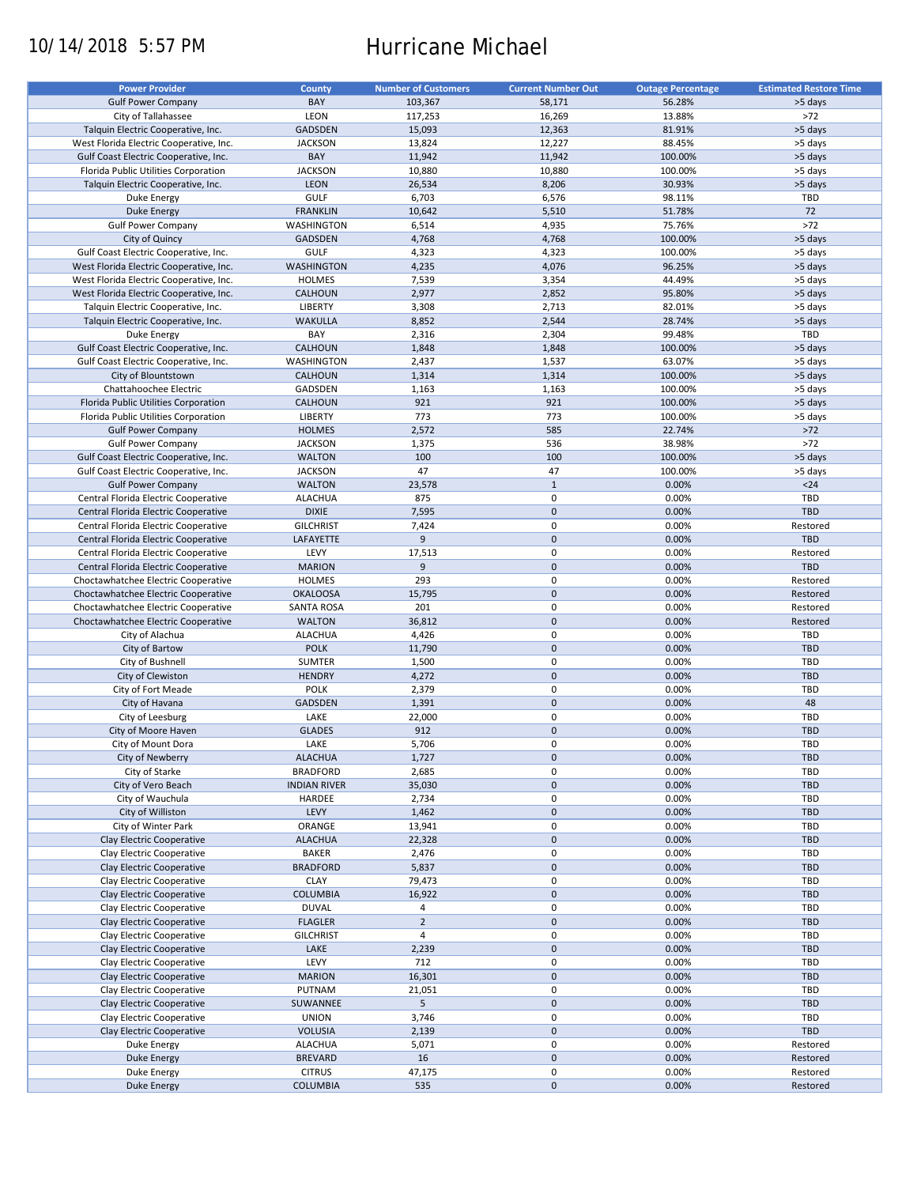10/14/2018 5:57 PM

# Hurricane Michael

| Power Provider | County | Number of Customers | Current Number Out | Outage Percentage | Estimated Restore Time |
|---|---|---|---|---|---|
| Gulf Power Company | BAY | 103,367 | 58,171 | 56.28% | >5 days |
| City of Tallahassee | LEON | 117,253 | 16,269 | 13.88% | >72 |
| Talquin Electric Cooperative, Inc. | GADSDEN | 15,093 | 12,363 | 81.91% | >5 days |
| West Florida Electric Cooperative, Inc. | JACKSON | 13,824 | 12,227 | 88.45% | >5 days |
| Gulf Coast Electric Cooperative, Inc. | BAY | 11,942 | 11,942 | 100.00% | >5 days |
| Florida Public Utilities Corporation | JACKSON | 10,880 | 10,880 | 100.00% | >5 days |
| Talquin Electric Cooperative, Inc. | LEON | 26,534 | 8,206 | 30.93% | >5 days |
| Duke Energy | GULF | 6,703 | 6,576 | 98.11% | TBD |
| Duke Energy | FRANKLIN | 10,642 | 5,510 | 51.78% | 72 |
| Gulf Power Company | WASHINGTON | 6,514 | 4,935 | 75.76% | >72 |
| City of Quincy | GADSDEN | 4,768 | 4,768 | 100.00% | >5 days |
| Gulf Coast Electric Cooperative, Inc. | GULF | 4,323 | 4,323 | 100.00% | >5 days |
| West Florida Electric Cooperative, Inc. | WASHINGTON | 4,235 | 4,076 | 96.25% | >5 days |
| West Florida Electric Cooperative, Inc. | HOLMES | 7,539 | 3,354 | 44.49% | >5 days |
| West Florida Electric Cooperative, Inc. | CALHOUN | 2,977 | 2,852 | 95.80% | >5 days |
| Talquin Electric Cooperative, Inc. | LIBERTY | 3,308 | 2,713 | 82.01% | >5 days |
| Talquin Electric Cooperative, Inc. | WAKULLA | 8,852 | 2,544 | 28.74% | >5 days |
| Duke Energy | BAY | 2,316 | 2,304 | 99.48% | TBD |
| Gulf Coast Electric Cooperative, Inc. | CALHOUN | 1,848 | 1,848 | 100.00% | >5 days |
| Gulf Coast Electric Cooperative, Inc. | WASHINGTON | 2,437 | 1,537 | 63.07% | >5 days |
| City of Blountstown | CALHOUN | 1,314 | 1,314 | 100.00% | >5 days |
| Chattahoochee Electric | GADSDEN | 1,163 | 1,163 | 100.00% | >5 days |
| Florida Public Utilities Corporation | CALHOUN | 921 | 921 | 100.00% | >5 days |
| Florida Public Utilities Corporation | LIBERTY | 773 | 773 | 100.00% | >5 days |
| Gulf Power Company | HOLMES | 2,572 | 585 | 22.74% | >72 |
| Gulf Power Company | JACKSON | 1,375 | 536 | 38.98% | >72 |
| Gulf Coast Electric Cooperative, Inc. | WALTON | 100 | 100 | 100.00% | >5 days |
| Gulf Coast Electric Cooperative, Inc. | JACKSON | 47 | 47 | 100.00% | >5 days |
| Gulf Power Company | WALTON | 23,578 | 1 | 0.00% | <24 |
| Central Florida Electric Cooperative | ALACHUA | 875 | 0 | 0.00% | TBD |
| Central Florida Electric Cooperative | DIXIE | 7,595 | 0 | 0.00% | TBD |
| Central Florida Electric Cooperative | GILCHRIST | 7,424 | 0 | 0.00% | Restored |
| Central Florida Electric Cooperative | LAFAYETTE | 9 | 0 | 0.00% | TBD |
| Central Florida Electric Cooperative | LEVY | 17,513 | 0 | 0.00% | Restored |
| Central Florida Electric Cooperative | MARION | 9 | 0 | 0.00% | TBD |
| Choctawhatchee Electric Cooperative | HOLMES | 293 | 0 | 0.00% | Restored |
| Choctawhatchee Electric Cooperative | OKALOOSA | 15,795 | 0 | 0.00% | Restored |
| Choctawhatchee Electric Cooperative | SANTA ROSA | 201 | 0 | 0.00% | Restored |
| Choctawhatchee Electric Cooperative | WALTON | 36,812 | 0 | 0.00% | Restored |
| City of Alachua | ALACHUA | 4,426 | 0 | 0.00% | TBD |
| City of Bartow | POLK | 11,790 | 0 | 0.00% | TBD |
| City of Bushnell | SUMTER | 1,500 | 0 | 0.00% | TBD |
| City of Clewiston | HENDRY | 4,272 | 0 | 0.00% | TBD |
| City of Fort Meade | POLK | 2,379 | 0 | 0.00% | TBD |
| City of Havana | GADSDEN | 1,391 | 0 | 0.00% | 48 |
| City of Leesburg | LAKE | 22,000 | 0 | 0.00% | TBD |
| City of Moore Haven | GLADES | 912 | 0 | 0.00% | TBD |
| City of Mount Dora | LAKE | 5,706 | 0 | 0.00% | TBD |
| City of Newberry | ALACHUA | 1,727 | 0 | 0.00% | TBD |
| City of Starke | BRADFORD | 2,685 | 0 | 0.00% | TBD |
| City of Vero Beach | INDIAN RIVER | 35,030 | 0 | 0.00% | TBD |
| City of Wauchula | HARDEE | 2,734 | 0 | 0.00% | TBD |
| City of Williston | LEVY | 1,462 | 0 | 0.00% | TBD |
| City of Winter Park | ORANGE | 13,941 | 0 | 0.00% | TBD |
| Clay Electric Cooperative | ALACHUA | 22,328 | 0 | 0.00% | TBD |
| Clay Electric Cooperative | BAKER | 2,476 | 0 | 0.00% | TBD |
| Clay Electric Cooperative | BRADFORD | 5,837 | 0 | 0.00% | TBD |
| Clay Electric Cooperative | CLAY | 79,473 | 0 | 0.00% | TBD |
| Clay Electric Cooperative | COLUMBIA | 16,922 | 0 | 0.00% | TBD |
| Clay Electric Cooperative | DUVAL | 4 | 0 | 0.00% | TBD |
| Clay Electric Cooperative | FLAGLER | 2 | 0 | 0.00% | TBD |
| Clay Electric Cooperative | GILCHRIST | 4 | 0 | 0.00% | TBD |
| Clay Electric Cooperative | LAKE | 2,239 | 0 | 0.00% | TBD |
| Clay Electric Cooperative | LEVY | 712 | 0 | 0.00% | TBD |
| Clay Electric Cooperative | MARION | 16,301 | 0 | 0.00% | TBD |
| Clay Electric Cooperative | PUTNAM | 21,051 | 0 | 0.00% | TBD |
| Clay Electric Cooperative | SUWANNEE | 5 | 0 | 0.00% | TBD |
| Clay Electric Cooperative | UNION | 3,746 | 0 | 0.00% | TBD |
| Clay Electric Cooperative | VOLUSIA | 2,139 | 0 | 0.00% | TBD |
| Duke Energy | ALACHUA | 5,071 | 0 | 0.00% | Restored |
| Duke Energy | BREVARD | 16 | 0 | 0.00% | Restored |
| Duke Energy | CITRUS | 47,175 | 0 | 0.00% | Restored |
| Duke Energy | COLUMBIA | 535 | 0 | 0.00% | Restored |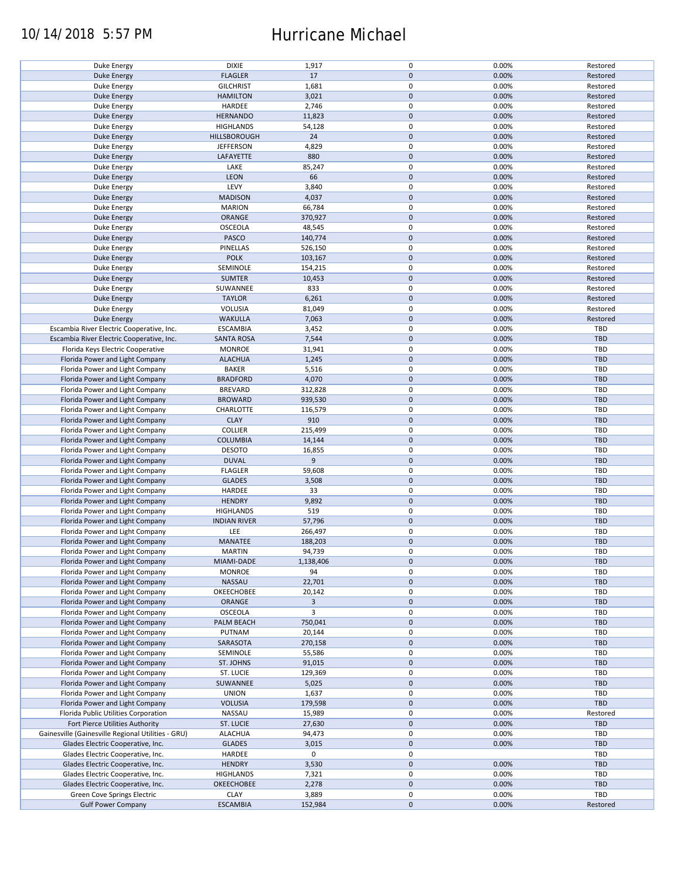| | | | | | |
|---|---|---|---|---|---|
| Duke Energy | DIXIE | 1,917 | 0 | 0.00% | Restored |
| Duke Energy | FLAGLER | 17 | 0 | 0.00% | Restored |
| Duke Energy | GILCHRIST | 1,681 | 0 | 0.00% | Restored |
| Duke Energy | HAMILTON | 3,021 | 0 | 0.00% | Restored |
| Duke Energy | HARDEE | 2,746 | 0 | 0.00% | Restored |
| Duke Energy | HERNANDO | 11,823 | 0 | 0.00% | Restored |
| Duke Energy | HIGHLANDS | 54,128 | 0 | 0.00% | Restored |
| Duke Energy | HILLSBOROUGH | 24 | 0 | 0.00% | Restored |
| Duke Energy | JEFFERSON | 4,829 | 0 | 0.00% | Restored |
| Duke Energy | LAFAYETTE | 880 | 0 | 0.00% | Restored |
| Duke Energy | LAKE | 85,247 | 0 | 0.00% | Restored |
| Duke Energy | LEON | 66 | 0 | 0.00% | Restored |
| Duke Energy | LEVY | 3,840 | 0 | 0.00% | Restored |
| Duke Energy | MADISON | 4,037 | 0 | 0.00% | Restored |
| Duke Energy | MARION | 66,784 | 0 | 0.00% | Restored |
| Duke Energy | ORANGE | 370,927 | 0 | 0.00% | Restored |
| Duke Energy | OSCEOLA | 48,545 | 0 | 0.00% | Restored |
| Duke Energy | PASCO | 140,774 | 0 | 0.00% | Restored |
| Duke Energy | PINELLAS | 526,150 | 0 | 0.00% | Restored |
| Duke Energy | POLK | 103,167 | 0 | 0.00% | Restored |
| Duke Energy | SEMINOLE | 154,215 | 0 | 0.00% | Restored |
| Duke Energy | SUMTER | 10,453 | 0 | 0.00% | Restored |
| Duke Energy | SUWANNEE | 833 | 0 | 0.00% | Restored |
| Duke Energy | TAYLOR | 6,261 | 0 | 0.00% | Restored |
| Duke Energy | VOLUSIA | 81,049 | 0 | 0.00% | Restored |
| Duke Energy | WAKULLA | 7,063 | 0 | 0.00% | Restored |
| Escambia River Electric Cooperative, Inc. | ESCAMBIA | 3,452 | 0 | 0.00% | TBD |
| Escambia River Electric Cooperative, Inc. | SANTA ROSA | 7,544 | 0 | 0.00% | TBD |
| Florida Keys Electric Cooperative | MONROE | 31,941 | 0 | 0.00% | TBD |
| Florida Power and Light Company | ALACHUA | 1,245 | 0 | 0.00% | TBD |
| Florida Power and Light Company | BAKER | 5,516 | 0 | 0.00% | TBD |
| Florida Power and Light Company | BRADFORD | 4,070 | 0 | 0.00% | TBD |
| Florida Power and Light Company | BREVARD | 312,828 | 0 | 0.00% | TBD |
| Florida Power and Light Company | BROWARD | 939,530 | 0 | 0.00% | TBD |
| Florida Power and Light Company | CHARLOTTE | 116,579 | 0 | 0.00% | TBD |
| Florida Power and Light Company | CLAY | 910 | 0 | 0.00% | TBD |
| Florida Power and Light Company | COLLIER | 215,499 | 0 | 0.00% | TBD |
| Florida Power and Light Company | COLUMBIA | 14,144 | 0 | 0.00% | TBD |
| Florida Power and Light Company | DESOTO | 16,855 | 0 | 0.00% | TBD |
| Florida Power and Light Company | DUVAL | 9 | 0 | 0.00% | TBD |
| Florida Power and Light Company | FLAGLER | 59,608 | 0 | 0.00% | TBD |
| Florida Power and Light Company | GLADES | 3,508 | 0 | 0.00% | TBD |
| Florida Power and Light Company | HARDEE | 33 | 0 | 0.00% | TBD |
| Florida Power and Light Company | HENDRY | 9,892 | 0 | 0.00% | TBD |
| Florida Power and Light Company | HIGHLANDS | 519 | 0 | 0.00% | TBD |
| Florida Power and Light Company | INDIAN RIVER | 57,796 | 0 | 0.00% | TBD |
| Florida Power and Light Company | LEE | 266,497 | 0 | 0.00% | TBD |
| Florida Power and Light Company | MANATEE | 188,203 | 0 | 0.00% | TBD |
| Florida Power and Light Company | MARTIN | 94,739 | 0 | 0.00% | TBD |
| Florida Power and Light Company | MIAMI-DADE | 1,138,406 | 0 | 0.00% | TBD |
| Florida Power and Light Company | MONROE | 94 | 0 | 0.00% | TBD |
| Florida Power and Light Company | NASSAU | 22,701 | 0 | 0.00% | TBD |
| Florida Power and Light Company | OKEECHOBEE | 20,142 | 0 | 0.00% | TBD |
| Florida Power and Light Company | ORANGE | 3 | 0 | 0.00% | TBD |
| Florida Power and Light Company | OSCEOLA | 3 | 0 | 0.00% | TBD |
| Florida Power and Light Company | PALM BEACH | 750,041 | 0 | 0.00% | TBD |
| Florida Power and Light Company | PUTNAM | 20,144 | 0 | 0.00% | TBD |
| Florida Power and Light Company | SARASOTA | 270,158 | 0 | 0.00% | TBD |
| Florida Power and Light Company | SEMINOLE | 55,586 | 0 | 0.00% | TBD |
| Florida Power and Light Company | ST. JOHNS | 91,015 | 0 | 0.00% | TBD |
| Florida Power and Light Company | ST. LUCIE | 129,369 | 0 | 0.00% | TBD |
| Florida Power and Light Company | SUWANNEE | 5,025 | 0 | 0.00% | TBD |
| Florida Power and Light Company | UNION | 1,637 | 0 | 0.00% | TBD |
| Florida Power and Light Company | VOLUSIA | 179,598 | 0 | 0.00% | TBD |
| Florida Public Utilities Corporation | NASSAU | 15,989 | 0 | 0.00% | Restored |
| Fort Pierce Utilities Authority | ST. LUCIE | 27,630 | 0 | 0.00% | TBD |
| Gainesville (Gainesville Regional Utilities - GRU) | ALACHUA | 94,473 | 0 | 0.00% | TBD |
| Glades Electric Cooperative, Inc. | GLADES | 3,015 | 0 | 0.00% | TBD |
| Glades Electric Cooperative, Inc. | HARDEE | 0 | 0 | | TBD |
| Glades Electric Cooperative, Inc. | HENDRY | 3,530 | 0 | 0.00% | TBD |
| Glades Electric Cooperative, Inc. | HIGHLANDS | 7,321 | 0 | 0.00% | TBD |
| Glades Electric Cooperative, Inc. | OKEECHOBEE | 2,278 | 0 | 0.00% | TBD |
| Green Cove Springs Electric | CLAY | 3,889 | 0 | 0.00% | TBD |
| Gulf Power Company | ESCAMBIA | 152,984 | 0 | 0.00% | Restored |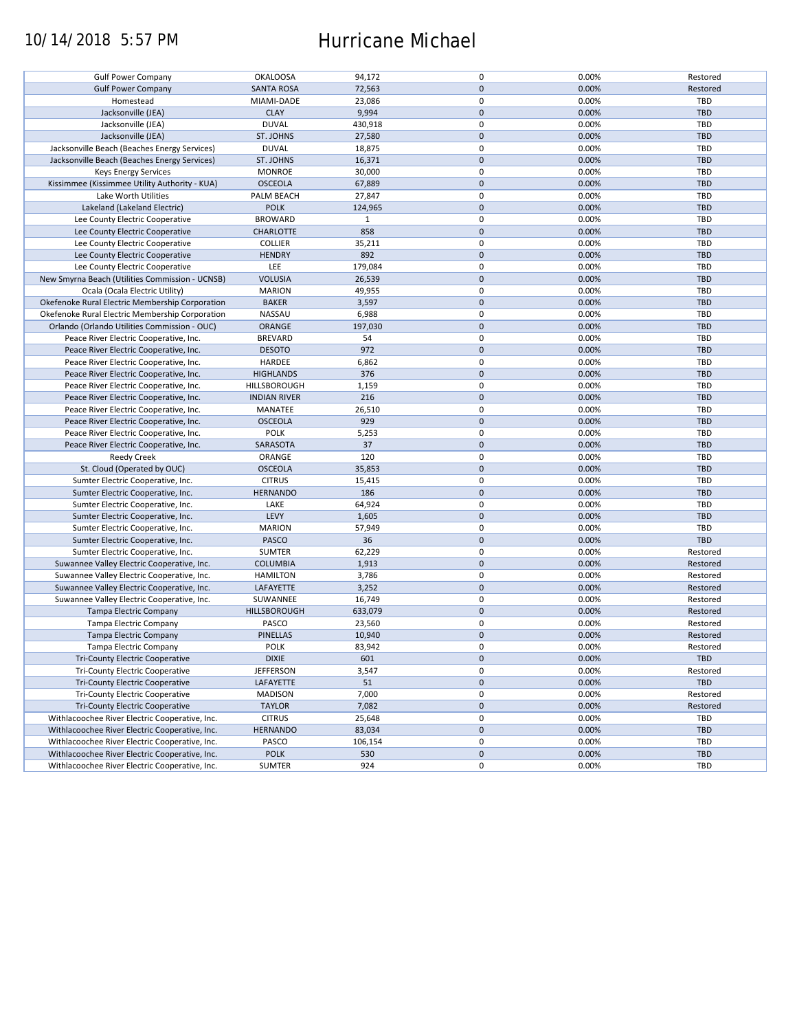| | | | | | |
|---|---|---|---|---|---|
| Gulf Power Company | OKALOOSA | 94,172 | 0 | 0.00% | Restored |
| Gulf Power Company | SANTA ROSA | 72,563 | 0 | 0.00% | Restored |
| Homestead | MIAMI-DADE | 23,086 | 0 | 0.00% | TBD |
| Jacksonville (JEA) | CLAY | 9,994 | 0 | 0.00% | TBD |
| Jacksonville (JEA) | DUVAL | 430,918 | 0 | 0.00% | TBD |
| Jacksonville (JEA) | ST. JOHNS | 27,580 | 0 | 0.00% | TBD |
| Jacksonville Beach (Beaches Energy Services) | DUVAL | 18,875 | 0 | 0.00% | TBD |
| Jacksonville Beach (Beaches Energy Services) | ST. JOHNS | 16,371 | 0 | 0.00% | TBD |
| Keys Energy Services | MONROE | 30,000 | 0 | 0.00% | TBD |
| Kissimmee (Kissimmee Utility Authority - KUA) | OSCEOLA | 67,889 | 0 | 0.00% | TBD |
| Lake Worth Utilities | PALM BEACH | 27,847 | 0 | 0.00% | TBD |
| Lakeland (Lakeland Electric) | POLK | 124,965 | 0 | 0.00% | TBD |
| Lee County Electric Cooperative | BROWARD | 1 | 0 | 0.00% | TBD |
| Lee County Electric Cooperative | CHARLOTTE | 858 | 0 | 0.00% | TBD |
| Lee County Electric Cooperative | COLLIER | 35,211 | 0 | 0.00% | TBD |
| Lee County Electric Cooperative | HENDRY | 892 | 0 | 0.00% | TBD |
| Lee County Electric Cooperative | LEE | 179,084 | 0 | 0.00% | TBD |
| New Smyrna Beach (Utilities Commission - UCNSB) | VOLUSIA | 26,539 | 0 | 0.00% | TBD |
| Ocala (Ocala Electric Utility) | MARION | 49,955 | 0 | 0.00% | TBD |
| Okefenoke Rural Electric Membership Corporation | BAKER | 3,597 | 0 | 0.00% | TBD |
| Okefenoke Rural Electric Membership Corporation | NASSAU | 6,988 | 0 | 0.00% | TBD |
| Orlando (Orlando Utilities Commission - OUC) | ORANGE | 197,030 | 0 | 0.00% | TBD |
| Peace River Electric Cooperative, Inc. | BREVARD | 54 | 0 | 0.00% | TBD |
| Peace River Electric Cooperative, Inc. | DESOTO | 972 | 0 | 0.00% | TBD |
| Peace River Electric Cooperative, Inc. | HARDEE | 6,862 | 0 | 0.00% | TBD |
| Peace River Electric Cooperative, Inc. | HIGHLANDS | 376 | 0 | 0.00% | TBD |
| Peace River Electric Cooperative, Inc. | HILLSBOROUGH | 1,159 | 0 | 0.00% | TBD |
| Peace River Electric Cooperative, Inc. | INDIAN RIVER | 216 | 0 | 0.00% | TBD |
| Peace River Electric Cooperative, Inc. | MANATEE | 26,510 | 0 | 0.00% | TBD |
| Peace River Electric Cooperative, Inc. | OSCEOLA | 929 | 0 | 0.00% | TBD |
| Peace River Electric Cooperative, Inc. | POLK | 5,253 | 0 | 0.00% | TBD |
| Peace River Electric Cooperative, Inc. | SARASOTA | 37 | 0 | 0.00% | TBD |
| Reedy Creek | ORANGE | 120 | 0 | 0.00% | TBD |
| St. Cloud (Operated by OUC) | OSCEOLA | 35,853 | 0 | 0.00% | TBD |
| Sumter Electric Cooperative, Inc. | CITRUS | 15,415 | 0 | 0.00% | TBD |
| Sumter Electric Cooperative, Inc. | HERNANDO | 186 | 0 | 0.00% | TBD |
| Sumter Electric Cooperative, Inc. | LAKE | 64,924 | 0 | 0.00% | TBD |
| Sumter Electric Cooperative, Inc. | LEVY | 1,605 | 0 | 0.00% | TBD |
| Sumter Electric Cooperative, Inc. | MARION | 57,949 | 0 | 0.00% | TBD |
| Sumter Electric Cooperative, Inc. | PASCO | 36 | 0 | 0.00% | TBD |
| Sumter Electric Cooperative, Inc. | SUMTER | 62,229 | 0 | 0.00% | Restored |
| Suwannee Valley Electric Cooperative, Inc. | COLUMBIA | 1,913 | 0 | 0.00% | Restored |
| Suwannee Valley Electric Cooperative, Inc. | HAMILTON | 3,786 | 0 | 0.00% | Restored |
| Suwannee Valley Electric Cooperative, Inc. | LAFAYETTE | 3,252 | 0 | 0.00% | Restored |
| Suwannee Valley Electric Cooperative, Inc. | SUWANNEE | 16,749 | 0 | 0.00% | Restored |
| Tampa Electric Company | HILLSBOROUGH | 633,079 | 0 | 0.00% | Restored |
| Tampa Electric Company | PASCO | 23,560 | 0 | 0.00% | Restored |
| Tampa Electric Company | PINELLAS | 10,940 | 0 | 0.00% | Restored |
| Tampa Electric Company | POLK | 83,942 | 0 | 0.00% | Restored |
| Tri-County Electric Cooperative | DIXIE | 601 | 0 | 0.00% | TBD |
| Tri-County Electric Cooperative | JEFFERSON | 3,547 | 0 | 0.00% | Restored |
| Tri-County Electric Cooperative | LAFAYETTE | 51 | 0 | 0.00% | TBD |
| Tri-County Electric Cooperative | MADISON | 7,000 | 0 | 0.00% | Restored |
| Tri-County Electric Cooperative | TAYLOR | 7,082 | 0 | 0.00% | Restored |
| Withlacoochee River Electric Cooperative, Inc. | CITRUS | 25,648 | 0 | 0.00% | TBD |
| Withlacoochee River Electric Cooperative, Inc. | HERNANDO | 83,034 | 0 | 0.00% | TBD |
| Withlacoochee River Electric Cooperative, Inc. | PASCO | 106,154 | 0 | 0.00% | TBD |
| Withlacoochee River Electric Cooperative, Inc. | POLK | 530 | 0 | 0.00% | TBD |
| Withlacoochee River Electric Cooperative, Inc. | SUMTER | 924 | 0 | 0.00% | TBD |